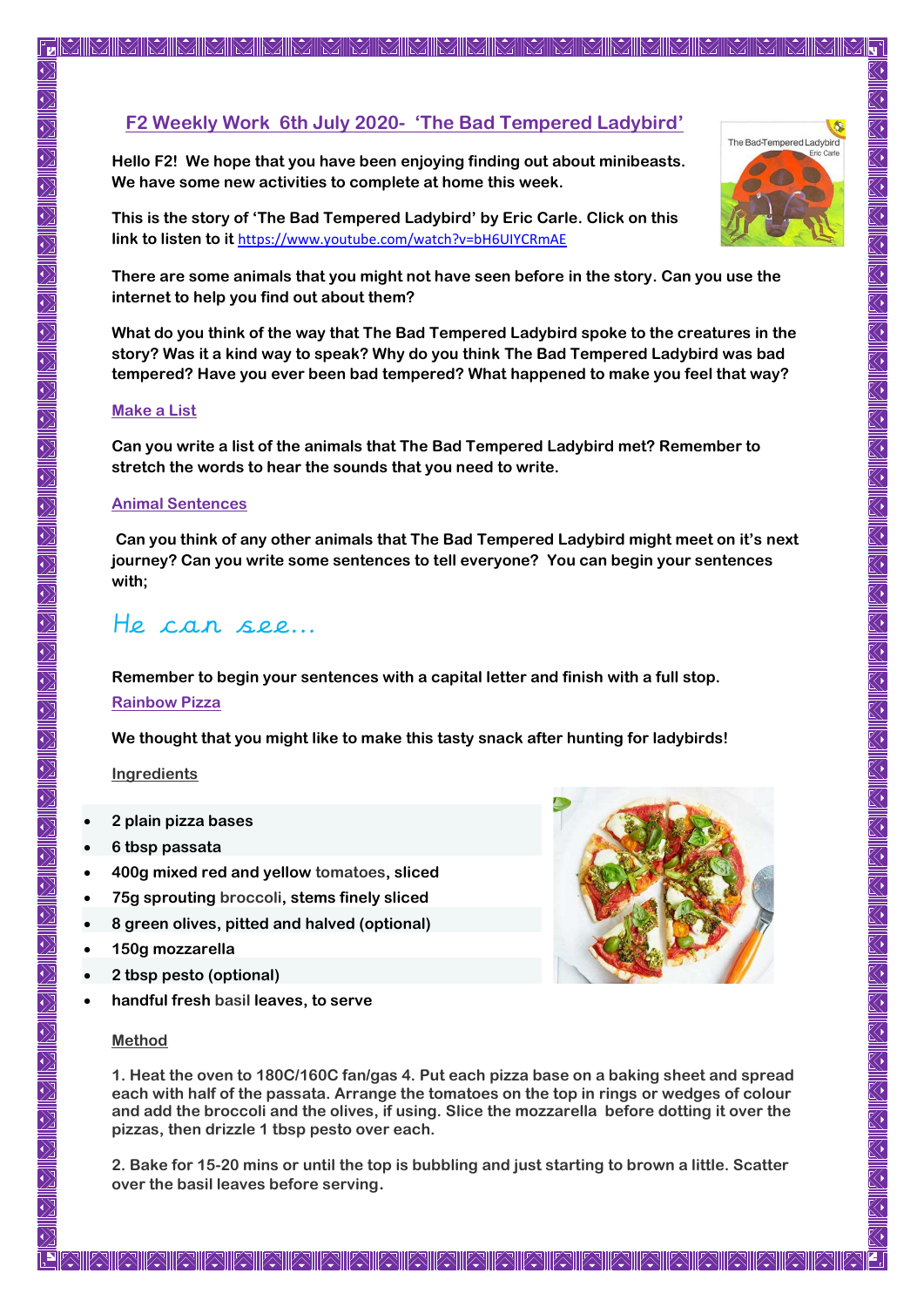# F2 Weekly Work 6th July 2020- 'The Bad Tempered Ladybird'

**Hello F2! We hope that you have been enjoying finding out about minibeasts. We have some new activities to complete at home this week.**

**This is the story of 'The Bad Tempered Ladybird' by Eric Carle. Click on this link to listen to it** https://www.youtube.com/watch?v=bH6UIYCRmAE

**There are some animals that you might not have seen before in the story. Can you use the internet to help you find out about them?**

**What do you think of the way that The Bad Tempered Ladybird spoke to the creatures in the story? Was it a kind way to speak? Why do you think The Bad Tempered Ladybird was bad tempered? Have you ever been bad tempered? What happened to make you feel that way?**

## Make a List

**Can you write a list of the animals that The Bad Tempered Ladybird met? Remember to stretch the words to hear the sounds that you need to write.**

## Animal Sentences

**Can you think of any other animals that The Bad Tempered Ladybird might meet on it's next journey? Can you write some sentences to tell everyone? You can begin your sentences with;**

He can see...

**Remember to begin your sentences with a capital letter and finish with a full stop.**

## Rainbow Pizza

**We thought that you might like to make this tasty snack after hunting for ladybirds!**

### Ingredients

- **2 plain pizza bases**
- **6 tbsp passata**
- **400g mixed red and yellow tomatoes, sliced**
- **75g sprouting broccoli, stems finely sliced**
- **8 green olives, pitted and halved (optional)**
- **150g mozzarella**
- **2 tbsp pesto (optional)**
- **handful fresh basil leaves, to serve**

### Method

**1. Heat the oven to 180C/160C fan/gas 4. Put each pizza base on a baking sheet and spread each with half of the passata. Arrange the tomatoes on the top in rings or wedges of colour and add the broccoli and the olives, if using. Slice the mozzarella before dotting it over the pizzas, then drizzle 1 tbsp pesto over each.**

**2. Bake for 15-20 mins or until the top is bubbling and just starting to brown a little. Scatter over the basil leaves before serving.**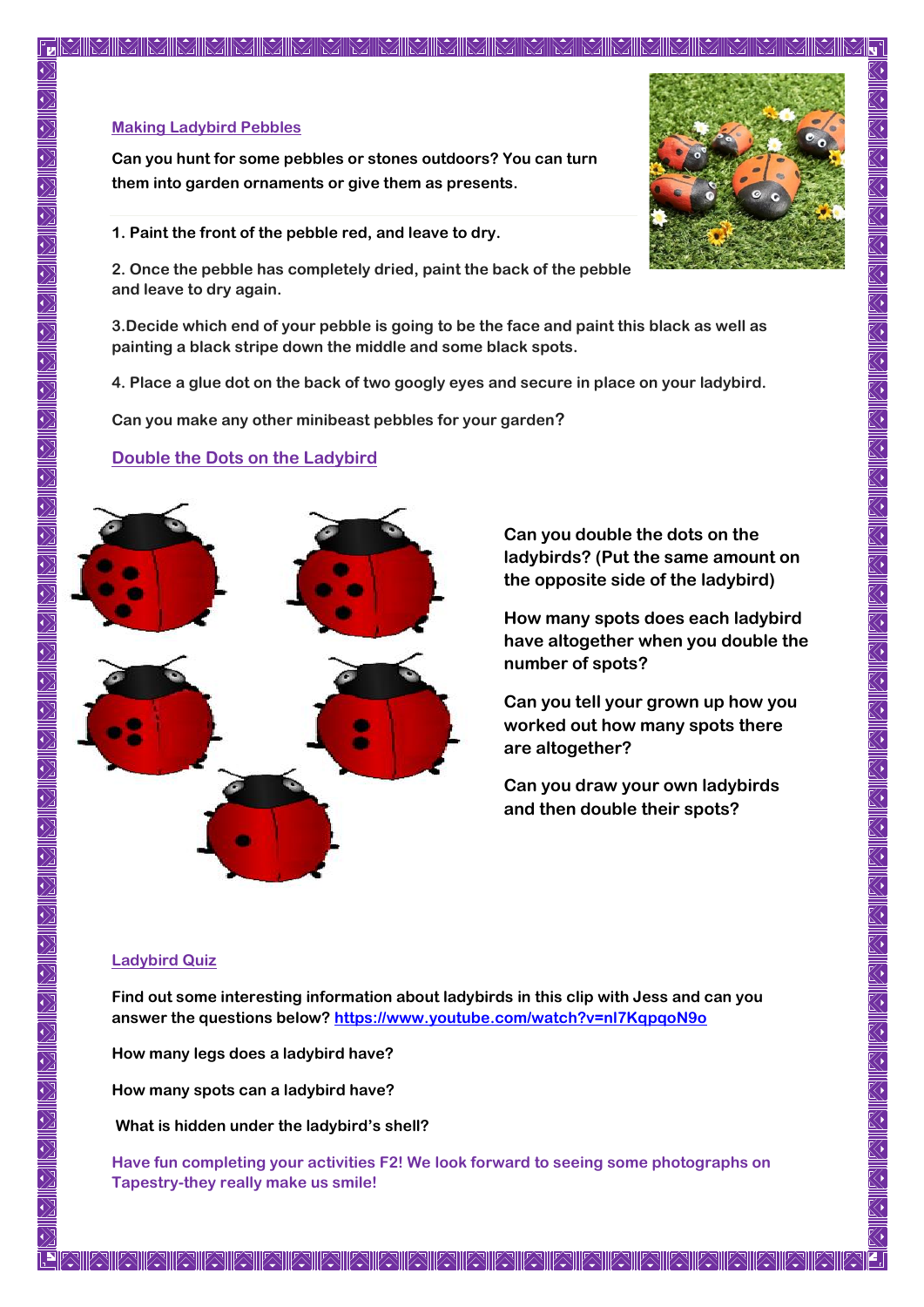## Making Ladybird Pebbles

**Can you hunt for some pebbles or stones outdoors? You can turn them into garden ornaments or give them as presents.**

**1. Paint the front of the pebble red, and leave to dry.**

**2. Once the pebble has completely dried, paint the back of the pebble and leave to dry again.**

**3.Decide which end of your pebble is going to be the face and paint this black as well as painting a black stripe down the middle and some black spots.**

**4. Place a glue dot on the back of two googly eyes and secure in place on your ladybird.**

**Can you make any other minibeast pebbles for your garden?**

## Double the Dots on the Ladybird

**Can you double the dots on the ladybirds? (Put the same amount on the opposite side of the ladybird)**

**How many spots does each ladybird have altogether when you double the number of spots?**

**Can you tell your grown up how you worked out how many spots there are altogether?**

**Can you draw your own ladybirds and then double their spots?**

## Ladybird Quiz

**Find out some interesting information about ladybirds in this clip with Jess and can you answer the questions below?** https://www.youtube.com/watch?v=nI7KqpqoN9o

**How many legs does a ladybird have?**

**How many spots can a ladybird have?**

**What is hidden under the ladybird's shell?**

**Have fun completing your activities F2! We look forward to seeing some photographs on Tapestry-they really make us smile!**